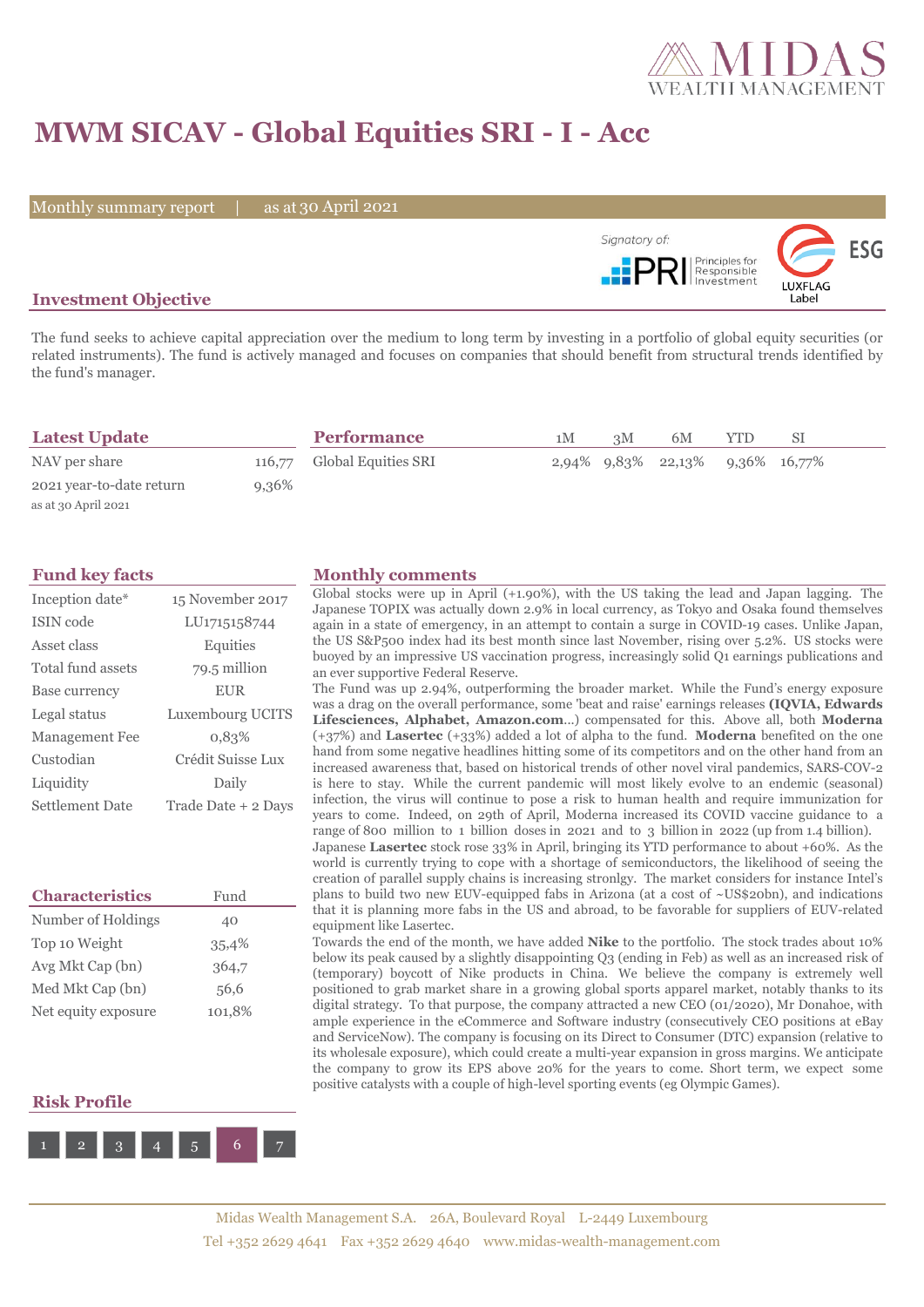# MWM SICAV - Global Equities SRI - I - Acc

Monthly summary report | as at 30 April 2021

Signatory of: PRI Principles for Responsible Investment

ESG LUXFLAG Label

## Investment Objective

The fund seeks to achieve capital appreciation over the medium to long term by investing in a portfolio of global equity securities (or related instruments). The fund is actively managed and focuses on companies that should benefit from structural trends identified by the fund's manager.

## Latest Update

| | |
|---|---|
| NAV per share | 116,77 |
| 2021 year-to-date return | 9,36% |

as at 30 April 2021

## Performance

| | 1M | 3M | 6M | YTD | SI |
|---|---|---|---|---|---|
| Global Equities SRI | 2,94% | 9,83% | 22,13% | 9,36% | 16,77% |

## Fund key facts

| | |
|---|---|
| Inception date* | 15 November 2017 |
| ISIN code | LU1715158744 |
| Asset class | Equities |
| Total fund assets | 79.5 million |
| Base currency | EUR |
| Legal status | Luxembourg UCITS |
| Management Fee | 0,83% |
| Custodian | Crédit Suisse Lux |
| Liquidity | Daily |
| Settlement Date | Trade Date + 2 Days |

## Characteristics

| Characteristics | Fund |
|---|---|
| Number of Holdings | 40 |
| Top 10 Weight | 35,4% |
| Avg Mkt Cap (bn) | 364,7 |
| Med Mkt Cap (bn) | 56,6 |
| Net equity exposure | 101,8% |

## Risk Profile

1 2 3 4 5 **6** 7

## Monthly comments

Global stocks were up in April (+1.90%), with the US taking the lead and Japan lagging. The Japanese TOPIX was actually down 2.9% in local currency, as Tokyo and Osaka found themselves again in a state of emergency, in an attempt to contain a surge in COVID-19 cases. Unlike Japan, the US S&P500 index had its best month since last November, rising over 5.2%. US stocks were buoyed by an impressive US vaccination progress, increasingly solid Q1 earnings publications and an ever supportive Federal Reserve.

The Fund was up 2.94%, outperforming the broader market. While the Fund's energy exposure was a drag on the overall performance, some 'beat and raise' earnings releases **(IQVIA, Edwards Lifesciences, Alphabet, Amazon.com**...) compensated for this. Above all, both **Moderna** (+37%) and **Lasertec** (+33%) added a lot of alpha to the fund. **Moderna** benefited on the one hand from some negative headlines hitting some of its competitors and on the other hand from an increased awareness that, based on historical trends of other novel viral pandemics, SARS-COV-2 is here to stay. While the current pandemic will most likely evolve to an endemic (seasonal) infection, the virus will continue to pose a risk to human health and require immunization for years to come. Indeed, on 29th of April, Moderna increased its COVID vaccine guidance to a range of 800 million to 1 billion doses in 2021 and to 3 billion in 2022 (up from 1.4 billion).

Japanese **Lasertec** stock rose 33% in April, bringing its YTD performance to about +60%. As the world is currently trying to cope with a shortage of semiconductors, the likelihood of seeing the creation of parallel supply chains is increasing stronlgy. The market considers for instance Intel's plans to build two new EUV-equipped fabs in Arizona (at a cost of ~US$20bn), and indications that it is planning more fabs in the US and abroad, to be favorable for suppliers of EUV-related equipment like Lasertec.

Towards the end of the month, we have added **Nike** to the portfolio. The stock trades about 10% below its peak caused by a slightly disappointing Q3 (ending in Feb) as well as an increased risk of (temporary) boycott of Nike products in China. We believe the company is extremely well positioned to grab market share in a growing global sports apparel market, notably thanks to its digital strategy. To that purpose, the company attracted a new CEO (01/2020), Mr Donahoe, with ample experience in the eCommerce and Software industry (consecutively CEO positions at eBay and ServiceNow). The company is focusing on its Direct to Consumer (DTC) expansion (relative to its wholesale exposure), which could create a multi-year expansion in gross margins. We anticipate the company to grow its EPS above 20% for the years to come. Short term, we expect some positive catalysts with a couple of high-level sporting events (eg Olympic Games).

Midas Wealth Management S.A. 26A, Boulevard Royal L-2449 Luxembourg
Tel +352 2629 4641 Fax +352 2629 4640 www.midas-wealth-management.com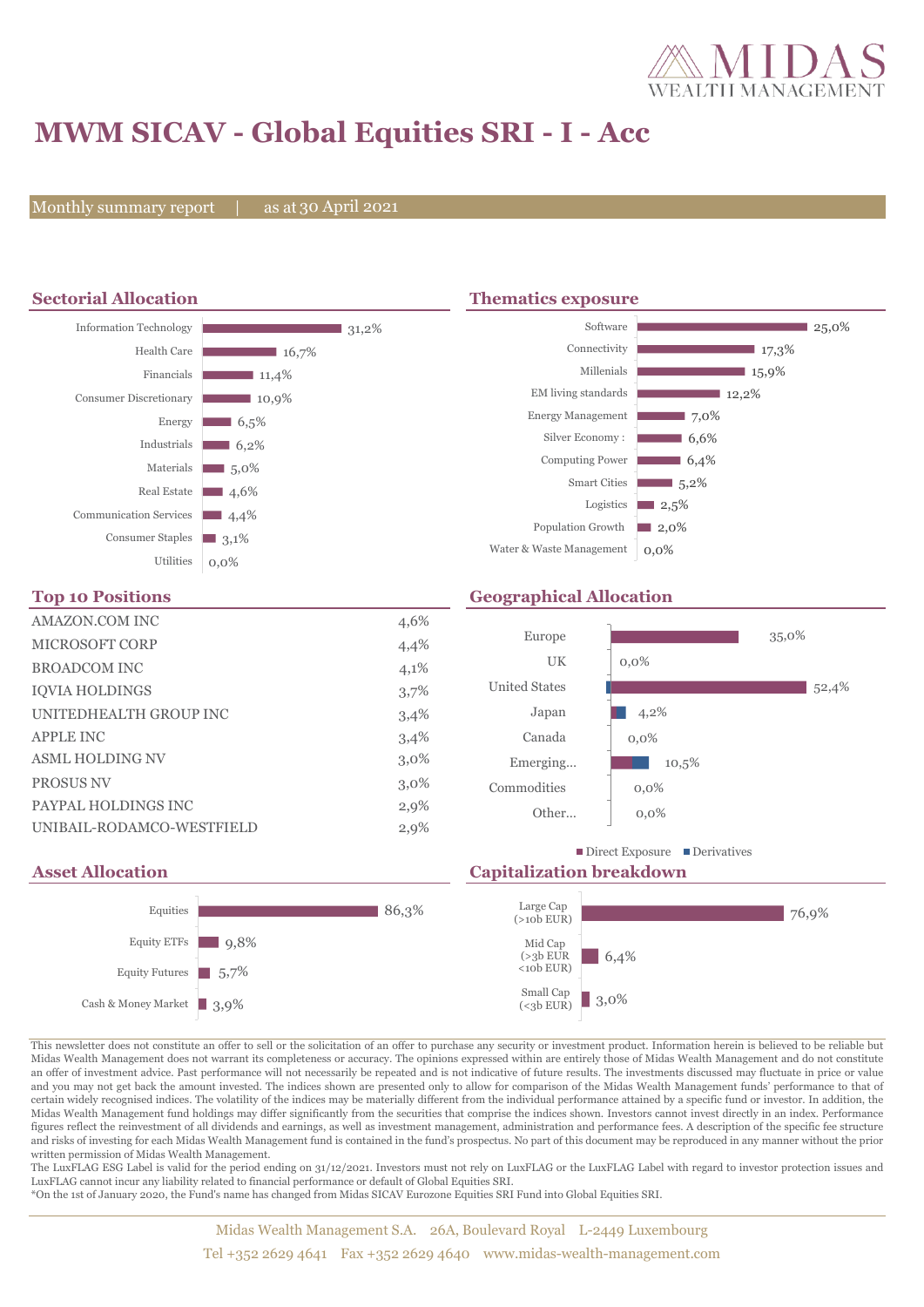MIDAS
WEALTH MANAGEMENT

# MWM SICAV - Global Equities SRI - I - Acc

Monthly summary report | as at 30 April 2021

## Sectorial Allocation

Information Technology 31,2%
Health Care 16,7%
Financials 11,4%
Consumer Discretionary 10,9%
Energy 6,5%
Industrials 6,2%
Materials 5,0%
Real Estate 4,6%
Communication Services 4,4%
Consumer Staples 3,1%
Utilities 0,0%

## Thematics exposure

Software 25,0%
Connectivity 17,3%
Millenials 15,9%
EM living standards 12,2%
Energy Management 7,0%
Silver Economy : 6,6%
Computing Power 6,4%
Smart Cities 5,2%
Logistics 2,5%
Population Growth 2,0%
Water & Waste Management 0,0%

## Top 10 Positions

| | |
|---|---|
| AMAZON.COM INC | 4,6% |
| MICROSOFT CORP | 4,4% |
| BROADCOM INC | 4,1% |
| IQVIA HOLDINGS | 3,7% |
| UNITEDHEALTH GROUP INC | 3,4% |
| APPLE INC | 3,4% |
| ASML HOLDING NV | 3,0% |
| PROSUS NV | 3,0% |
| PAYPAL HOLDINGS INC | 2,9% |
| UNIBAIL-RODAMCO-WESTFIELD | 2,9% |

## Geographical Allocation

Europe 35,0%
UK 0,0%
United States 52,4%
Japan 4,2%
Canada 0,0%
Emerging... 10,5%
Commodities 0,0%
Other... 0,0%

Direct Exposure ■ Derivatives

## Asset Allocation

Equities 86,3%
Equity ETFs 9,8%
Equity Futures 5,7%
Cash & Money Market 3,9%

## Capitalization breakdown

Large Cap (>10b EUR) 76,9%
Mid Cap (>3b EUR <10b EUR) 6,4%
Small Cap (<3b EUR) 3,0%

This newsletter does not constitute an offer to sell or the solicitation of an offer to purchase any security or investment product. Information herein is believed to be reliable but Midas Wealth Management does not warrant its completeness or accuracy. The opinions expressed within are entirely those of Midas Wealth Management and do not constitute an offer of investment advice. Past performance will not necessarily be repeated and is not indicative of future results. The investments discussed may fluctuate in price or value and you may not get back the amount invested. The indices shown are presented only to allow for comparison of the Midas Wealth Management funds' performance to that of certain widely recognised indices. The volatility of the indices may be materially different from the individual performance attained by a specific fund or investor. In addition, the Midas Wealth Management fund holdings may differ significantly from the securities that comprise the indices shown. Investors cannot invest directly in an index. Performance figures reflect the reinvestment of all dividends and earnings, as well as investment management, administration and performance fees. A description of the specific fee structure and risks of investing for each Midas Wealth Management fund is contained in the fund's prospectus. No part of this document may be reproduced in any manner without the prior written permission of Midas Wealth Management.

The LuxFLAG ESG Label is valid for the period ending on 31/12/2021. Investors must not rely on LuxFLAG or the LuxFLAG Label with regard to investor protection issues and LuxFLAG cannot incur any liability related to financial performance or default of Global Equities SRI.

*On the 1st of January 2020, the Fund's name has changed from Midas SICAV Eurozone Equities SRI Fund into Global Equities SRI.

Midas Wealth Management S.A. 26A, Boulevard Royal L-2449 Luxembourg
Tel +352 2629 4641 Fax +352 2629 4640 www.midas-wealth-management.com